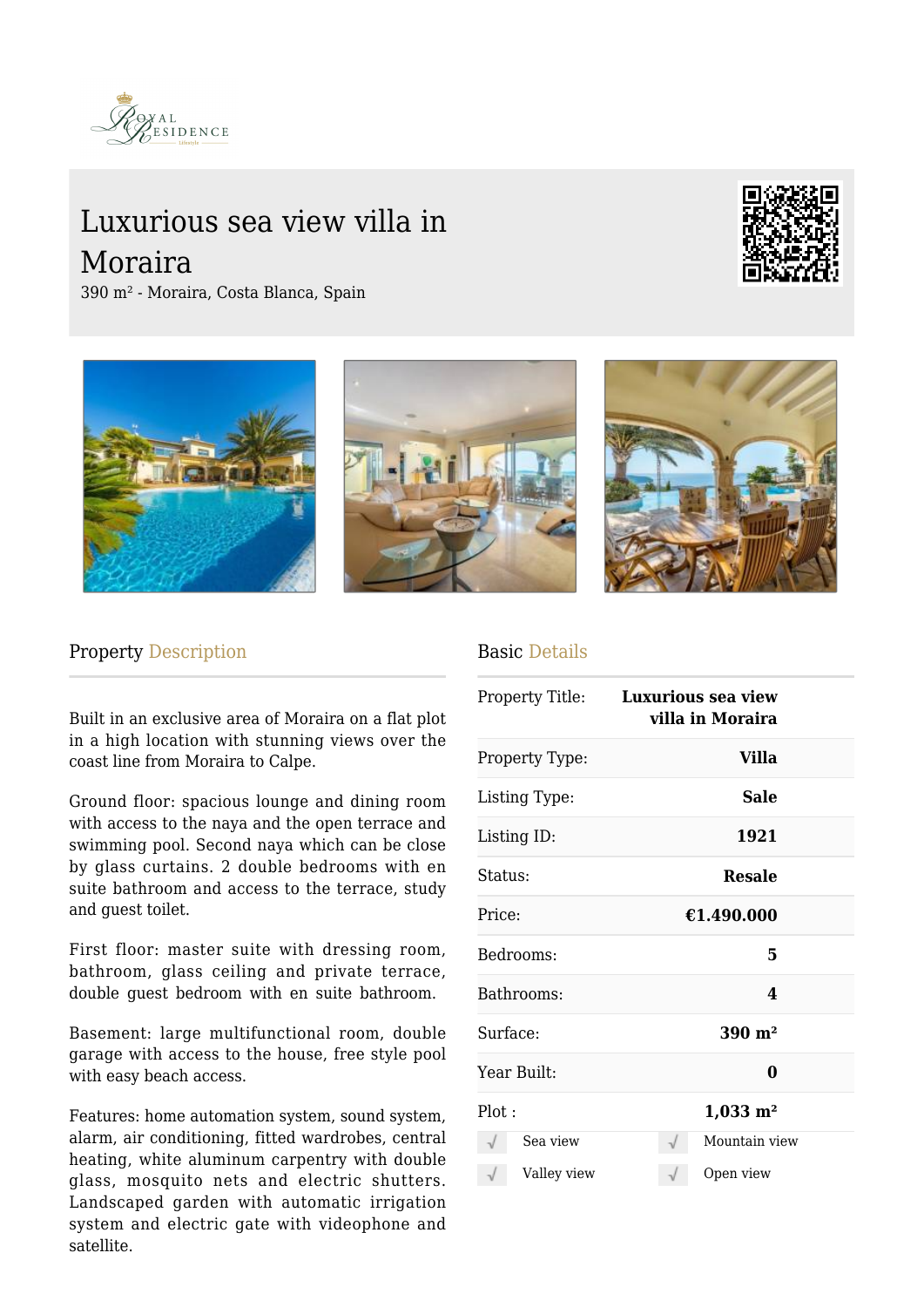# Luxurious sea view villa in Moraira

390 m² - Moraira, Costa Blanca, Spain

## Property Description

Built in an exclusive area of Moraira on a flat plot in a high location with stunning views over the coast line from Moraira to Calpe.

Ground floor: spacious lounge and dining room with access to the naya and the open terrace and swimming pool. Second naya which can be close by glass curtains. 2 double bedrooms with en suite bathroom and access to the terrace, study and guest toilet.

First floor: master suite with dressing room, bathroom, glass ceiling and private terrace, double guest bedroom with en suite bathroom.

Basement: large multifunctional room, double garage with access to the house, free style pool with easy beach access.

Features: home automation system, sound system, alarm, air conditioning, fitted wardrobes, central heating, white aluminum carpentry with double glass, mosquito nets and electric shutters. Landscaped garden with automatic irrigation system and electric gate with videophone and satellite.

## Basic Details

| | |
|---|---|
| Property Title: | **Luxurious sea view villa in Moraira** |
| Property Type: | **Villa** |
| Listing Type: | **Sale** |
| Listing ID: | **1921** |
| Status: | **Resale** |
| Price: | **€1.490.000** |
| Bedrooms: | **5** |
| Bathrooms: | **4** |
| Surface: | **390 m²** |
| Year Built: | **0** |
| Plot : | **1,033 m²** |

- √ Sea view
- √ Mountain view
- √ Valley view
- √ Open view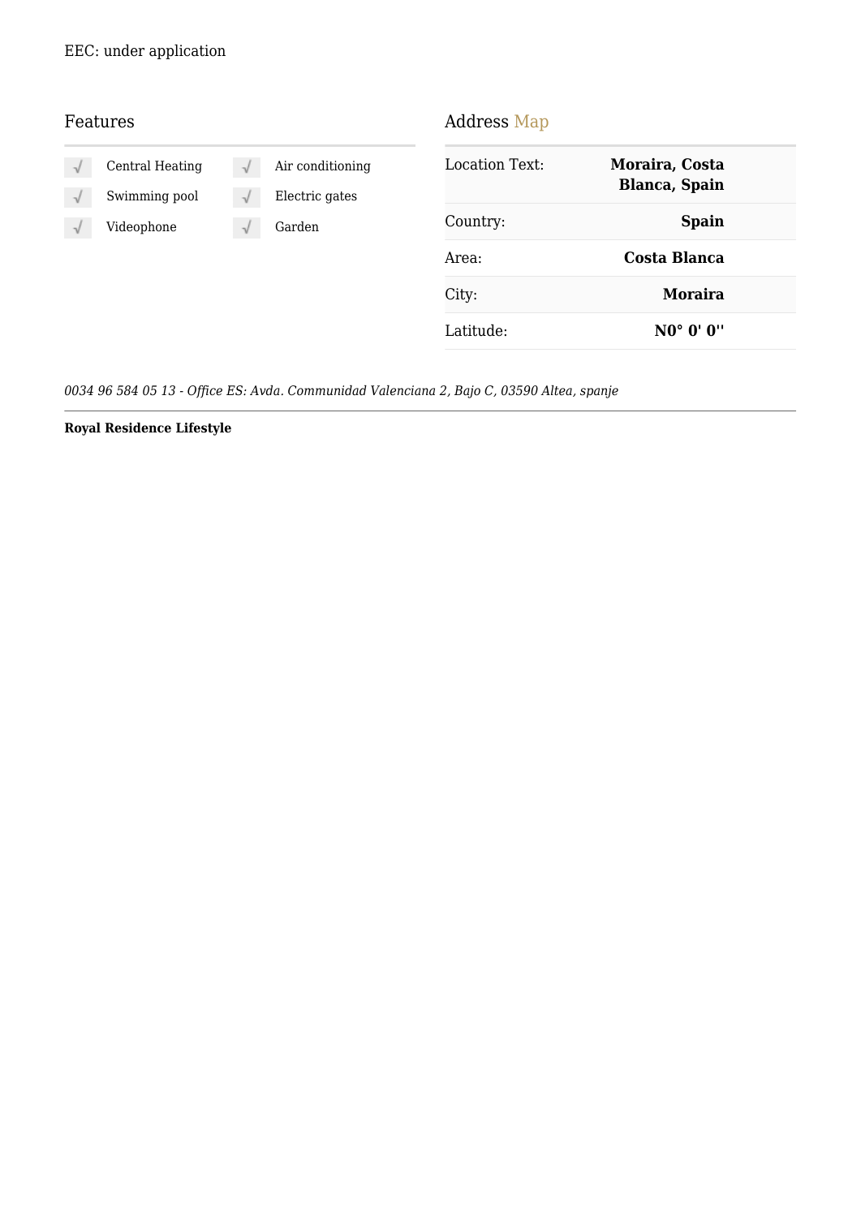EEC: under application

## Features

- Central Heating
- Air conditioning
- Swimming pool
- Electric gates
- Videophone
- Garden

## Address Map

| | |
|---|---|
| Location Text: | **Moraira, Costa Blanca, Spain** |
| Country: | **Spain** |
| Area: | **Costa Blanca** |
| City: | **Moraira** |
| Latitude: | **N0° 0' 0''** |

*0034 96 584 05 13 - Office ES: Avda. Communidad Valenciana 2, Bajo C, 03590 Altea, spanje*

---

**Royal Residence Lifestyle**